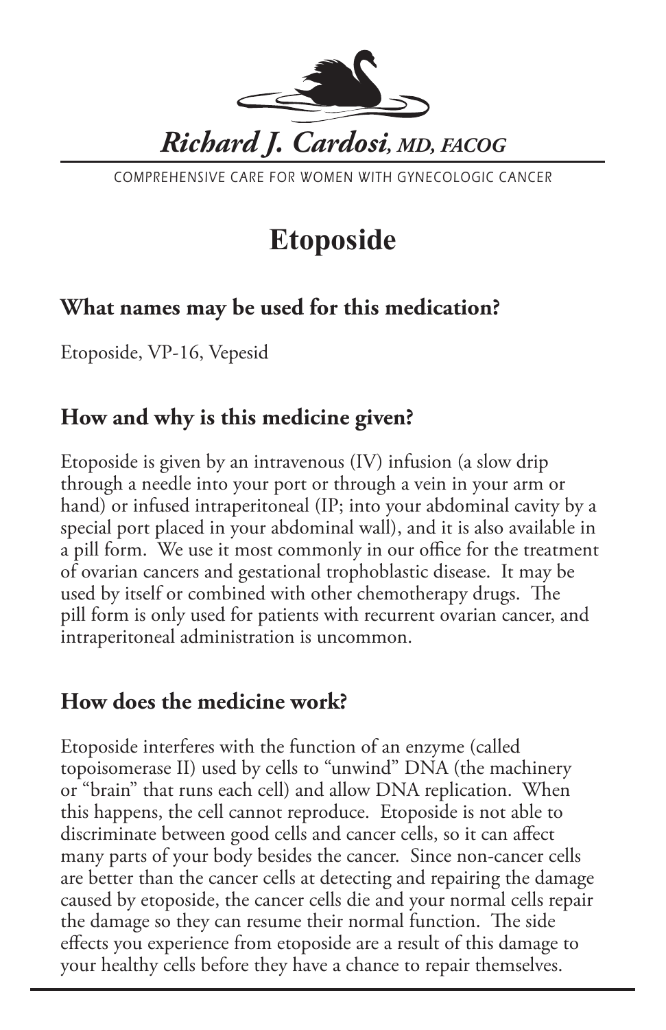*Richard J. Cardosi, MD, FACOG*

COMPREHENSIVE CARE FOR WOMEN WITH GYNECOLOGIC CANCER

# Etoposide

## What names may be used for this medication?

Etoposide, VP-16, Vepesid

## How and why is this medicine given?

Etoposide is given by an intravenous (IV) infusion (a slow drip through a needle into your port or through a vein in your arm or hand) or infused intraperitoneal (IP; into your abdominal cavity by a special port placed in your abdominal wall), and it is also available in a pill form. We use it most commonly in our office for the treatment of ovarian cancers and gestational trophoblastic disease. It may be used by itself or combined with other chemotherapy drugs. The pill form is only used for patients with recurrent ovarian cancer, and intraperitoneal administration is uncommon.

## How does the medicine work?

Etoposide interferes with the function of an enzyme (called topoisomerase II) used by cells to "unwind" DNA (the machinery or "brain" that runs each cell) and allow DNA replication. When this happens, the cell cannot reproduce. Etoposide is not able to discriminate between good cells and cancer cells, so it can affect many parts of your body besides the cancer. Since non-cancer cells are better than the cancer cells at detecting and repairing the damage caused by etoposide, the cancer cells die and your normal cells repair the damage so they can resume their normal function. The side effects you experience from etoposide are a result of this damage to your healthy cells before they have a chance to repair themselves.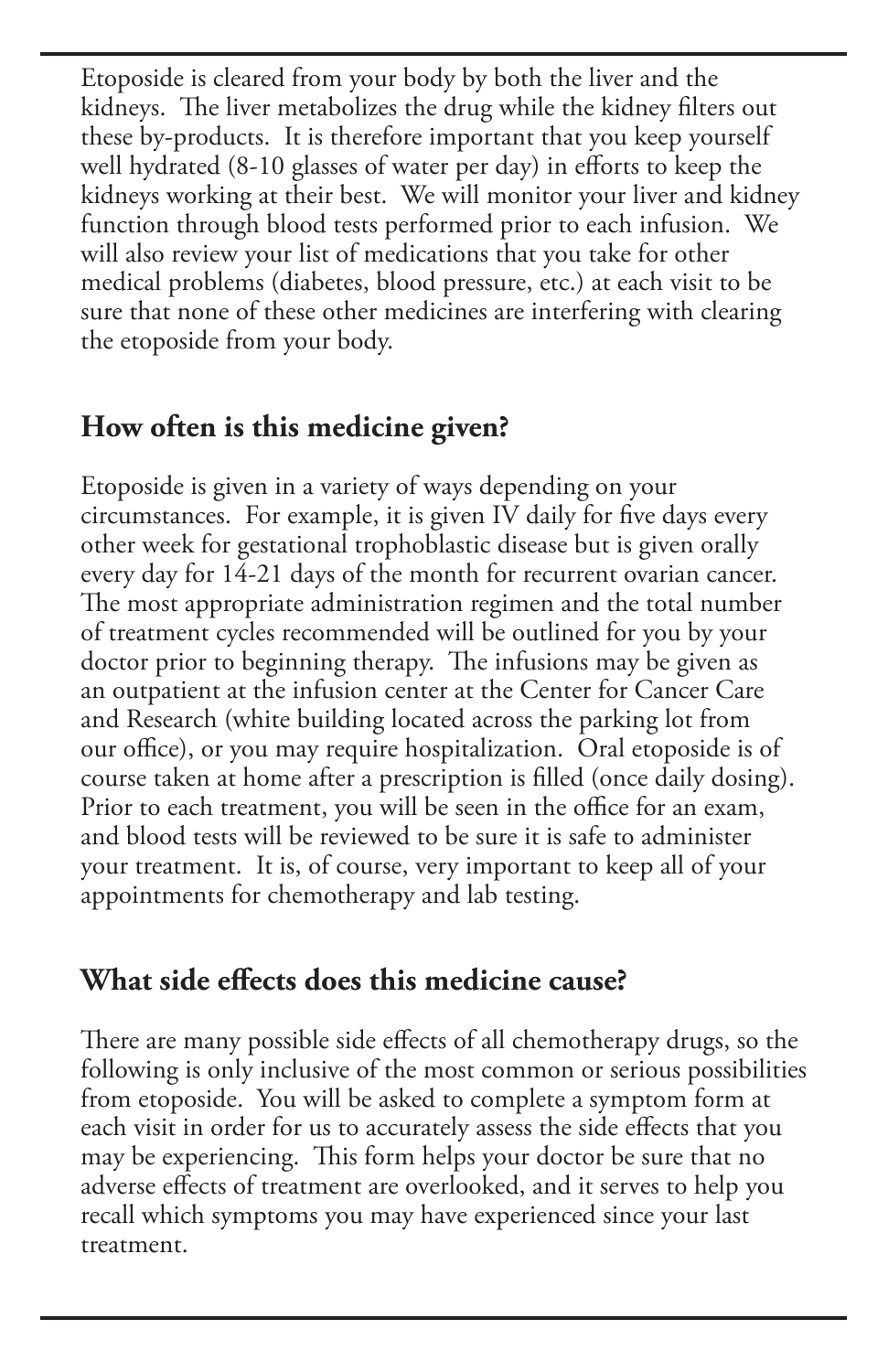Etoposide is cleared from your body by both the liver and the kidneys. The liver metabolizes the drug while the kidney filters out these by-products. It is therefore important that you keep yourself well hydrated (8-10 glasses of water per day) in efforts to keep the kidneys working at their best. We will monitor your liver and kidney function through blood tests performed prior to each infusion. We will also review your list of medications that you take for other medical problems (diabetes, blood pressure, etc.) at each visit to be sure that none of these other medicines are interfering with clearing the etoposide from your body.

## How often is this medicine given?

Etoposide is given in a variety of ways depending on your circumstances. For example, it is given IV daily for five days every other week for gestational trophoblastic disease but is given orally every day for 14-21 days of the month for recurrent ovarian cancer. The most appropriate administration regimen and the total number of treatment cycles recommended will be outlined for you by your doctor prior to beginning therapy. The infusions may be given as an outpatient at the infusion center at the Center for Cancer Care and Research (white building located across the parking lot from our office), or you may require hospitalization. Oral etoposide is of course taken at home after a prescription is filled (once daily dosing). Prior to each treatment, you will be seen in the office for an exam, and blood tests will be reviewed to be sure it is safe to administer your treatment. It is, of course, very important to keep all of your appointments for chemotherapy and lab testing.

## What side effects does this medicine cause?

There are many possible side effects of all chemotherapy drugs, so the following is only inclusive of the most common or serious possibilities from etoposide. You will be asked to complete a symptom form at each visit in order for us to accurately assess the side effects that you may be experiencing. This form helps your doctor be sure that no adverse effects of treatment are overlooked, and it serves to help you recall which symptoms you may have experienced since your last treatment.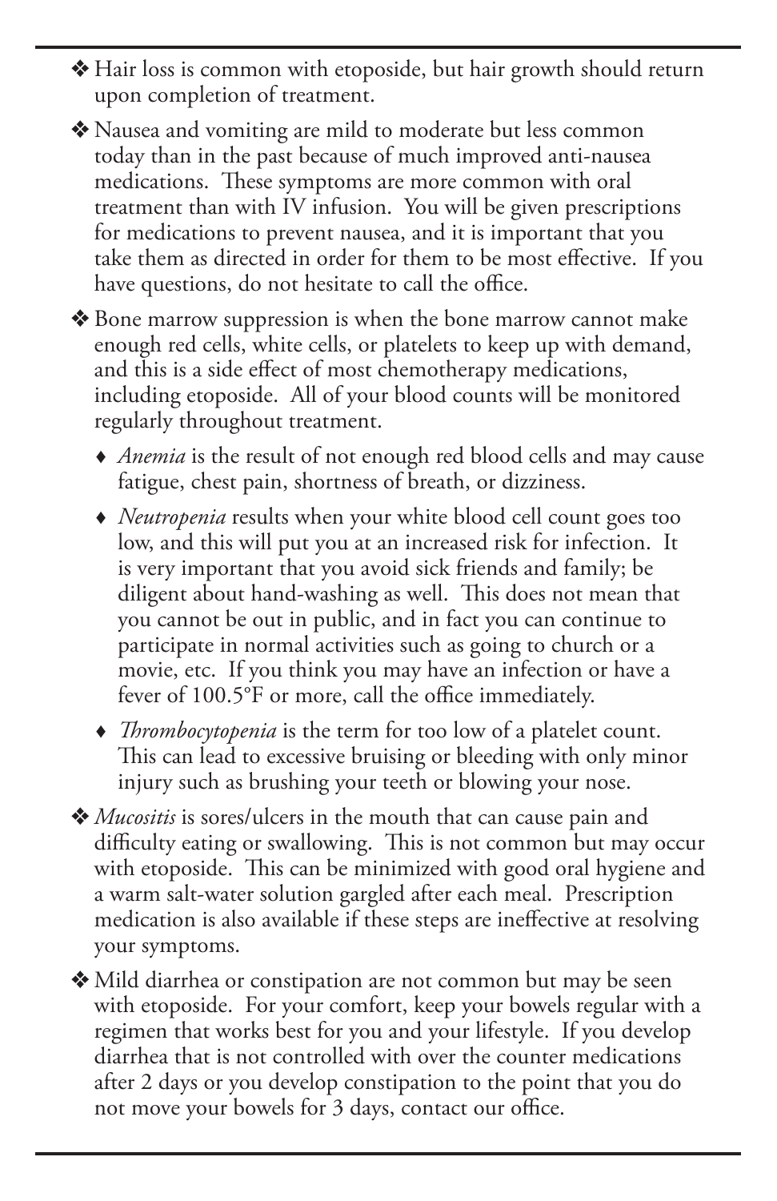- ❖ Hair loss is common with etoposide, but hair growth should return upon completion of treatment.
- ❖ Nausea and vomiting are mild to moderate but less common today than in the past because of much improved anti-nausea medications. These symptoms are more common with oral treatment than with IV infusion. You will be given prescriptions for medications to prevent nausea, and it is important that you take them as directed in order for them to be most effective. If you have questions, do not hesitate to call the office.
- ❖ Bone marrow suppression is when the bone marrow cannot make enough red cells, white cells, or platelets to keep up with demand, and this is a side effect of most chemotherapy medications, including etoposide. All of your blood counts will be monitored regularly throughout treatment.
  - ♦ *Anemia* is the result of not enough red blood cells and may cause fatigue, chest pain, shortness of breath, or dizziness.
  - ♦ *Neutropenia* results when your white blood cell count goes too low, and this will put you at an increased risk for infection. It is very important that you avoid sick friends and family; be diligent about hand-washing as well. This does not mean that you cannot be out in public, and in fact you can continue to participate in normal activities such as going to church or a movie, etc. If you think you may have an infection or have a fever of 100.5°F or more, call the office immediately.
  - ♦ *Thrombocytopenia* is the term for too low of a platelet count. This can lead to excessive bruising or bleeding with only minor injury such as brushing your teeth or blowing your nose.
- ❖ *Mucositis* is sores/ulcers in the mouth that can cause pain and difficulty eating or swallowing. This is not common but may occur with etoposide. This can be minimized with good oral hygiene and a warm salt-water solution gargled after each meal. Prescription medication is also available if these steps are ineffective at resolving your symptoms.
- ❖ Mild diarrhea or constipation are not common but may be seen with etoposide. For your comfort, keep your bowels regular with a regimen that works best for you and your lifestyle. If you develop diarrhea that is not controlled with over the counter medications after 2 days or you develop constipation to the point that you do not move your bowels for 3 days, contact our office.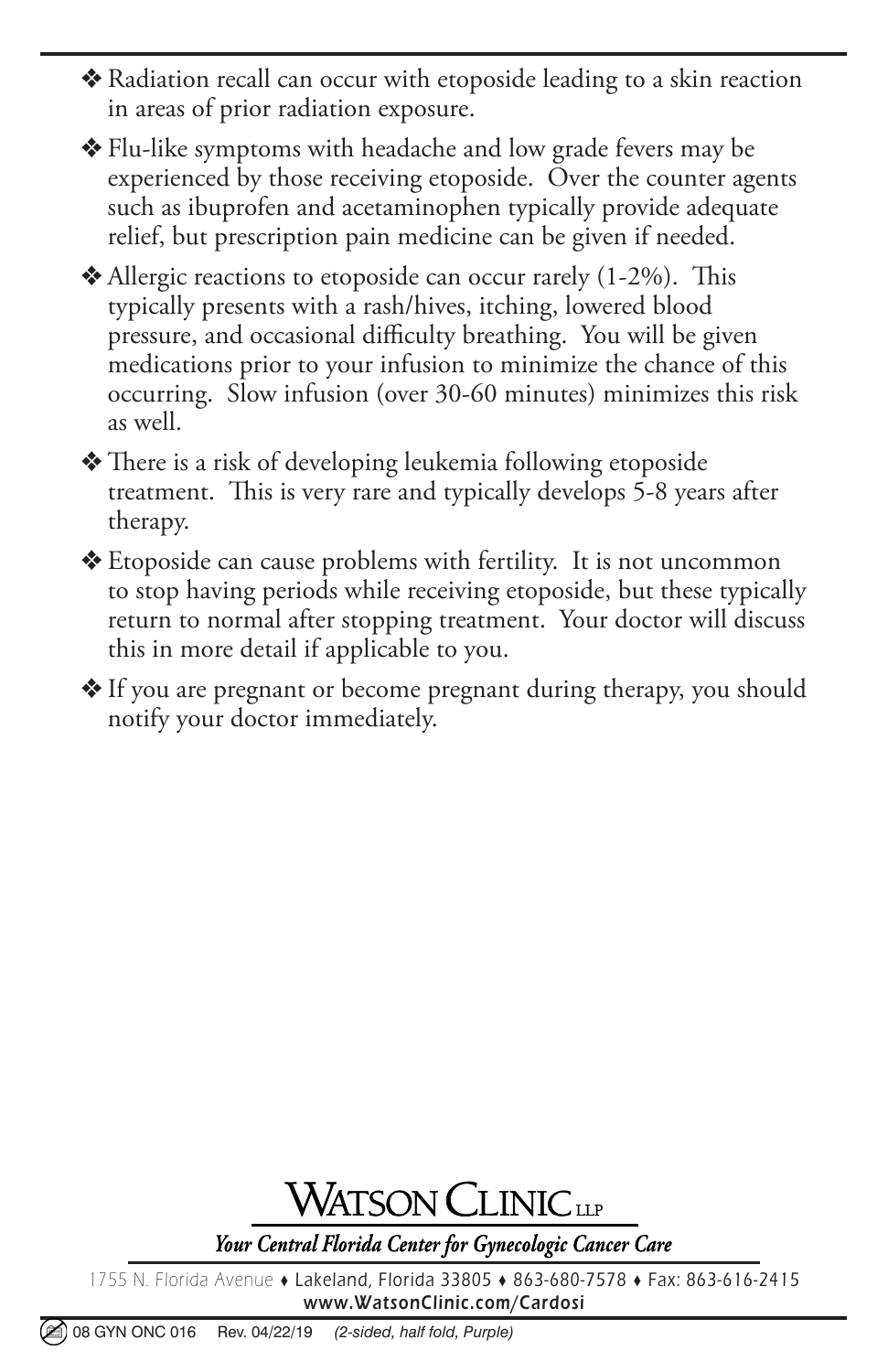❖ Radiation recall can occur with etoposide leading to a skin reaction in areas of prior radiation exposure.

❖ Flu-like symptoms with headache and low grade fevers may be experienced by those receiving etoposide. Over the counter agents such as ibuprofen and acetaminophen typically provide adequate relief, but prescription pain medicine can be given if needed.

❖ Allergic reactions to etoposide can occur rarely (1-2%). This typically presents with a rash/hives, itching, lowered blood pressure, and occasional difficulty breathing. You will be given medications prior to your infusion to minimize the chance of this occurring. Slow infusion (over 30-60 minutes) minimizes this risk as well.

❖ There is a risk of developing leukemia following etoposide treatment. This is very rare and typically develops 5-8 years after therapy.

❖ Etoposide can cause problems with fertility. It is not uncommon to stop having periods while receiving etoposide, but these typically return to normal after stopping treatment. Your doctor will discuss this in more detail if applicable to you.

❖ If you are pregnant or become pregnant during therapy, you should notify your doctor immediately.

WATSON CLINIC LLP

*Your Central Florida Center for Gynecologic Cancer Care*

1755 N. Florida Avenue ♦ Lakeland, Florida 33805 ♦ 863-680-7578 ♦ Fax: 863-616-2415

**www.WatsonClinic.com/Cardosi**

08 GYN ONC 016 Rev. 04/22/19 *(2-sided, half fold, Purple)*